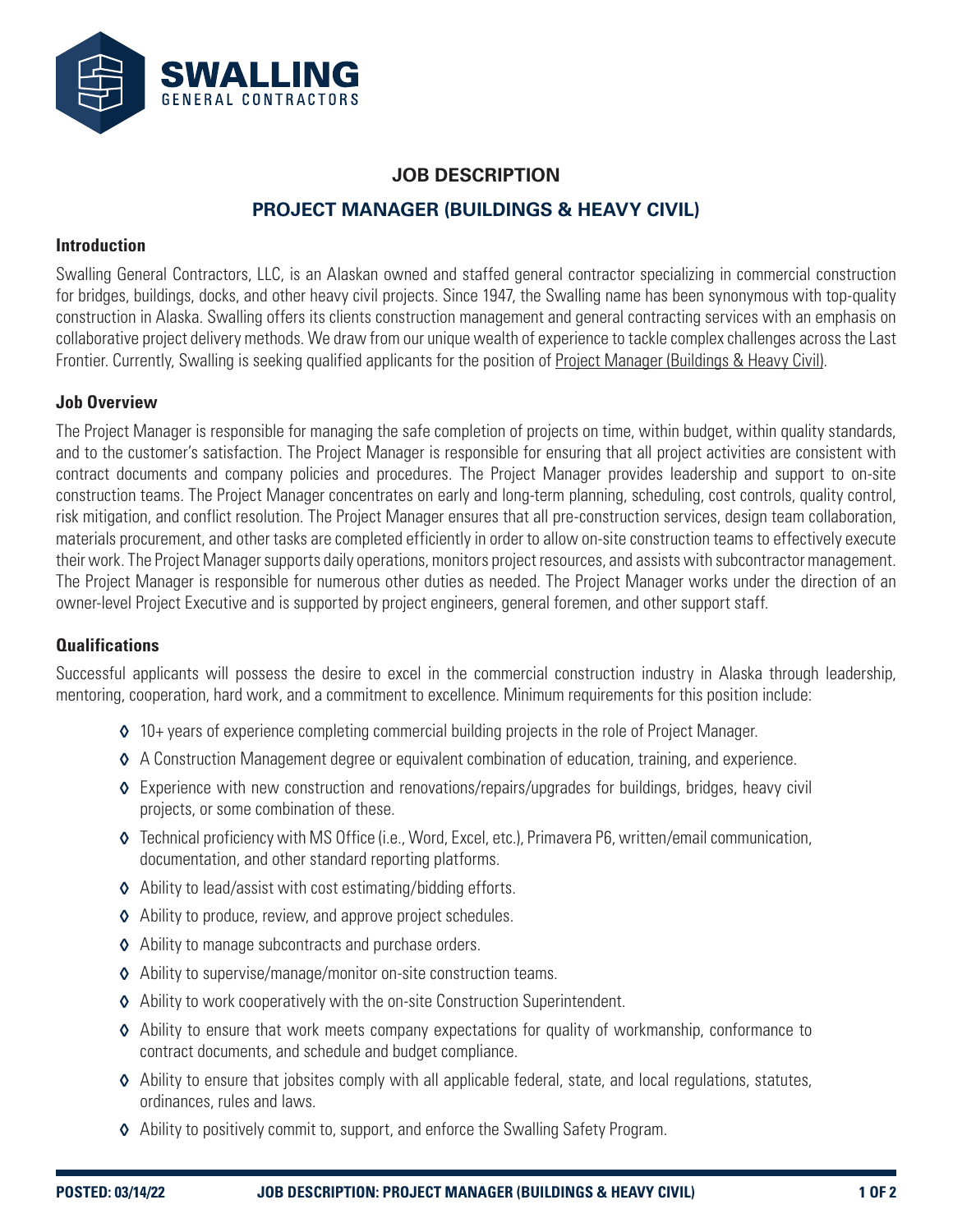# SWALLING
GENERAL CONTRACTORS

## JOB DESCRIPTION

## PROJECT MANAGER (BUILDINGS & HEAVY CIVIL)

### Introduction

Swalling General Contractors, LLC, is an Alaskan owned and staffed general contractor specializing in commercial construction for bridges, buildings, docks, and other heavy civil projects. Since 1947, the Swalling name has been synonymous with top-quality construction in Alaska. Swalling offers its clients construction management and general contracting services with an emphasis on collaborative project delivery methods. We draw from our unique wealth of experience to tackle complex challenges across the Last Frontier. Currently, Swalling is seeking qualified applicants for the position of Project Manager (Buildings & Heavy Civil).

### Job Overview

The Project Manager is responsible for managing the safe completion of projects on time, within budget, within quality standards, and to the customer's satisfaction. The Project Manager is responsible for ensuring that all project activities are consistent with contract documents and company policies and procedures. The Project Manager provides leadership and support to on-site construction teams. The Project Manager concentrates on early and long-term planning, scheduling, cost controls, quality control, risk mitigation, and conflict resolution. The Project Manager ensures that all pre-construction services, design team collaboration, materials procurement, and other tasks are completed efficiently in order to allow on-site construction teams to effectively execute their work. The Project Manager supports daily operations, monitors project resources, and assists with subcontractor management. The Project Manager is responsible for numerous other duties as needed. The Project Manager works under the direction of an owner-level Project Executive and is supported by project engineers, general foremen, and other support staff.

### Qualifications

Successful applicants will possess the desire to excel in the commercial construction industry in Alaska through leadership, mentoring, cooperation, hard work, and a commitment to excellence. Minimum requirements for this position include:

- 10+ years of experience completing commercial building projects in the role of Project Manager.
- A Construction Management degree or equivalent combination of education, training, and experience.
- Experience with new construction and renovations/repairs/upgrades for buildings, bridges, heavy civil projects, or some combination of these.
- Technical proficiency with MS Office (i.e., Word, Excel, etc.), Primavera P6, written/email communication, documentation, and other standard reporting platforms.
- Ability to lead/assist with cost estimating/bidding efforts.
- Ability to produce, review, and approve project schedules.
- Ability to manage subcontracts and purchase orders.
- Ability to supervise/manage/monitor on-site construction teams.
- Ability to work cooperatively with the on-site Construction Superintendent.
- Ability to ensure that work meets company expectations for quality of workmanship, conformance to contract documents, and schedule and budget compliance.
- Ability to ensure that jobsites comply with all applicable federal, state, and local regulations, statutes, ordinances, rules and laws.
- Ability to positively commit to, support, and enforce the Swalling Safety Program.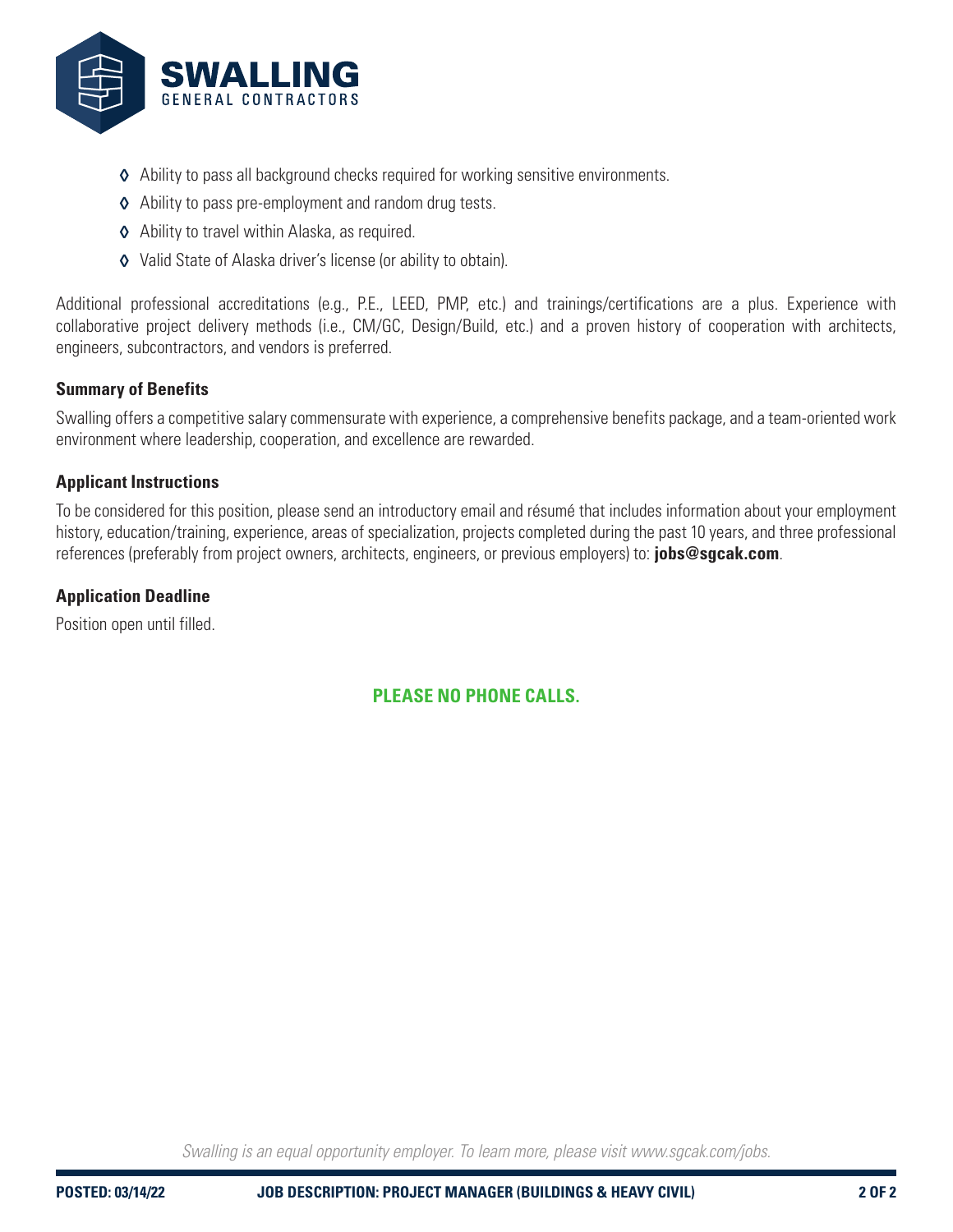- Ability to pass all background checks required for working sensitive environments.
- Ability to pass pre-employment and random drug tests.
- Ability to travel within Alaska, as required.
- Valid State of Alaska driver's license (or ability to obtain).

Additional professional accreditations (e.g., P.E., LEED, PMP, etc.) and trainings/certifications are a plus. Experience with collaborative project delivery methods (i.e., CM/GC, Design/Build, etc.) and a proven history of cooperation with architects, engineers, subcontractors, and vendors is preferred.

**Summary of Benefits**

Swalling offers a competitive salary commensurate with experience, a comprehensive benefits package, and a team-oriented work environment where leadership, cooperation, and excellence are rewarded.

**Applicant Instructions**

To be considered for this position, please send an introductory email and résumé that includes information about your employment history, education/training, experience, areas of specialization, projects completed during the past 10 years, and three professional references (preferably from project owners, architects, engineers, or previous employers) to: **jobs@sgcak.com**.

**Application Deadline**

Position open until filled.

**PLEASE NO PHONE CALLS.**

*Swalling is an equal opportunity employer. To learn more, please visit www.sgcak.com/jobs.*